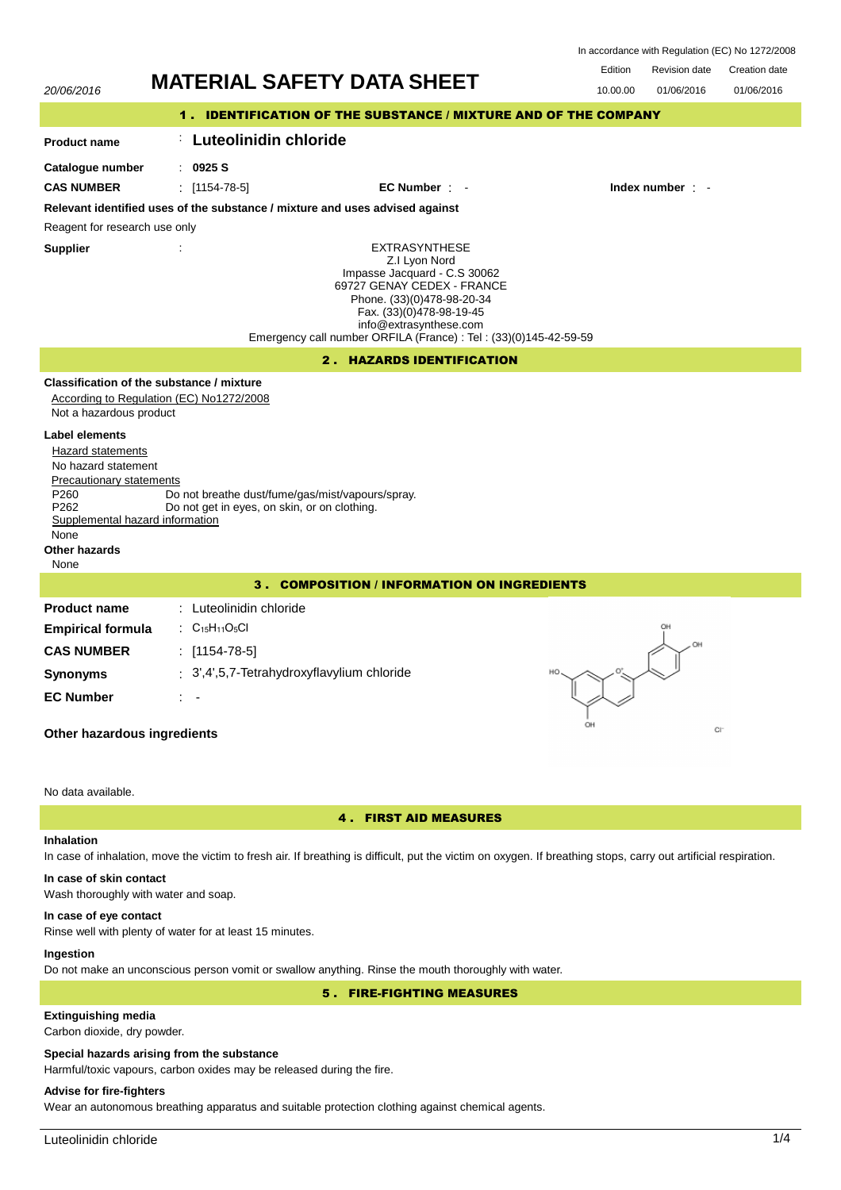In accordance with Regulation (EC) No 1272/2008

20/06/2016

# MATERIAL SAFETY DATA SHEET

| Edition | Revision date | Creation date |
| --- | --- | --- |
| 10.00.00 | 01/06/2016 | 01/06/2016 |

## 1 . IDENTIFICATION OF THE SUBSTANCE / MIXTURE AND OF THE COMPANY

**Product name** : **Luteolinidin chloride**

**Catalogue number** : **0925 S**

**CAS NUMBER** : [1154-78-5] **EC Number** : - **Index number** : -

**Relevant identified uses of the substance / mixture and uses advised against**

Reagent for research use only

**Supplier** :

EXTRASYNTHESE
Z.I Lyon Nord
Impasse Jacquard - C.S 30062
69727 GENAY CEDEX - FRANCE
Phone. (33)(0)478-98-20-34
Fax. (33)(0)478-98-19-45
info@extrasynthese.com
Emergency call number ORFILA (France) : Tel : (33)(0)145-42-59-59

## 2 . HAZARDS IDENTIFICATION

**Classification of the substance / mixture**

According to Regulation (EC) No1272/2008

Not a hazardous product

**Label elements**

Hazard statements

No hazard statement

Precautionary statements

P260 Do not breathe dust/fume/gas/mist/vapours/spray.
P262 Do not get in eyes, on skin, or on clothing.

Supplemental hazard information

None

**Other hazards**

None

## 3 . COMPOSITION / INFORMATION ON INGREDIENTS

**Product name** : Luteolinidin chloride

**Empirical formula** : $C_{15}H_{11}O_5Cl$

**CAS NUMBER** : [1154-78-5]

**Synonyms** : 3',4',5,7-Tetrahydroxyflavylium chloride

**EC Number** : -

**Other hazardous ingredients**

No data available.

## 4 . FIRST AID MEASURES

**Inhalation**

In case of inhalation, move the victim to fresh air. If breathing is difficult, put the victim on oxygen. If breathing stops, carry out artificial respiration.

**In case of skin contact**

Wash thoroughly with water and soap.

**In case of eye contact**

Rinse well with plenty of water for at least 15 minutes.

**Ingestion**

Do not make an unconscious person vomit or swallow anything. Rinse the mouth thoroughly with water.

## 5 . FIRE-FIGHTING MEASURES

**Extinguishing media**

Carbon dioxide, dry powder.

**Special hazards arising from the substance**

Harmful/toxic vapours, carbon oxides may be released during the fire.

**Advise for fire-fighters**

Wear an autonomous breathing apparatus and suitable protection clothing against chemical agents.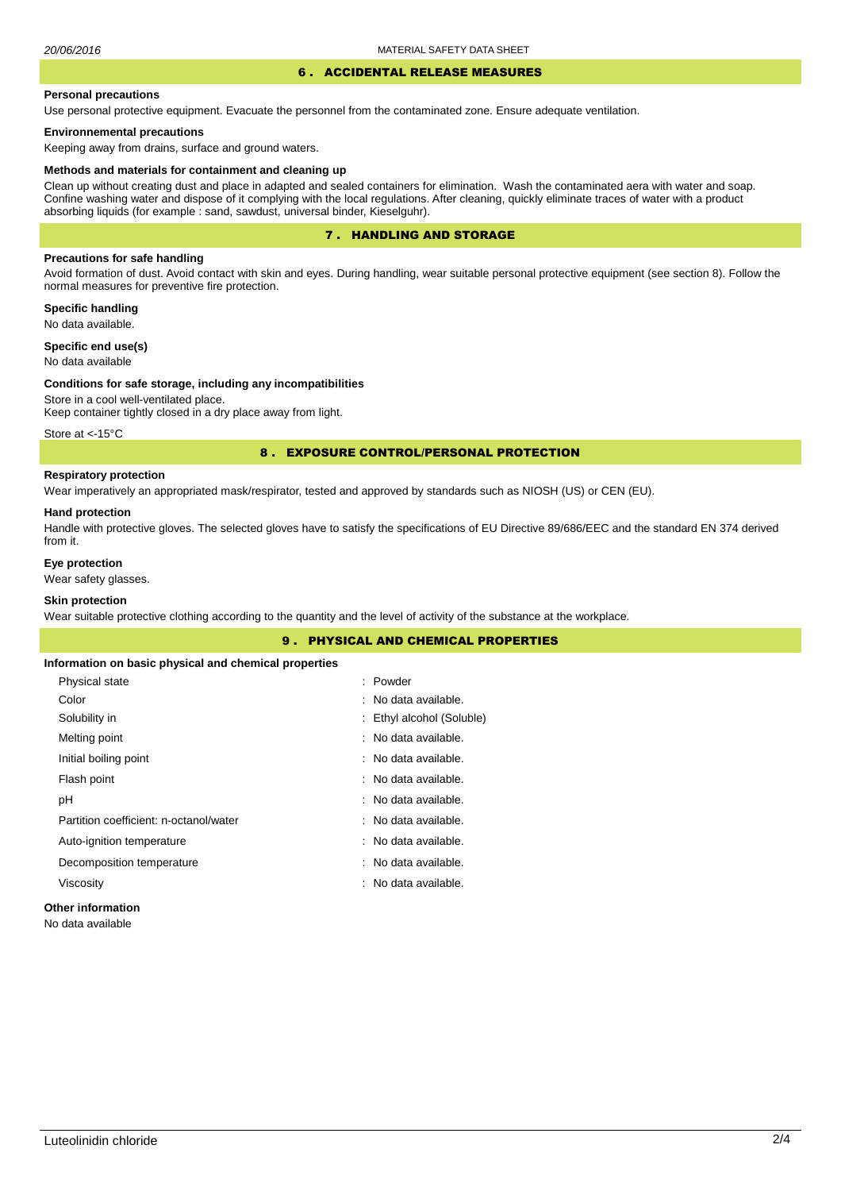## 6 . ACCIDENTAL RELEASE MEASURES

**Personal precautions**

Use personal protective equipment. Evacuate the personnel from the contaminated zone. Ensure adequate ventilation.

**Environnemental precautions**

Keeping away from drains, surface and ground waters.

**Methods and materials for containment and cleaning up**

Clean up without creating dust and place in adapted and sealed containers for elimination. Wash the contaminated aera with water and soap. Confine washing water and dispose of it complying with the local regulations. After cleaning, quickly eliminate traces of water with a product absorbing liquids (for example : sand, sawdust, universal binder, Kieselguhr).

## 7 . HANDLING AND STORAGE

**Precautions for safe handling**

Avoid formation of dust. Avoid contact with skin and eyes. During handling, wear suitable personal protective equipment (see section 8). Follow the normal measures for preventive fire protection.

**Specific handling**

No data available.

**Specific end use(s)**

No data available

**Conditions for safe storage, including any incompatibilities**

Store in a cool well-ventilated place.
Keep container tightly closed in a dry place away from light.

Store at <-15°C

## 8 . EXPOSURE CONTROL/PERSONAL PROTECTION

**Respiratory protection**

Wear imperatively an appropriated mask/respirator, tested and approved by standards such as NIOSH (US) or CEN (EU).

**Hand protection**

Handle with protective gloves. The selected gloves have to satisfy the specifications of EU Directive 89/686/EEC and the standard EN 374 derived from it.

**Eye protection**

Wear safety glasses.

**Skin protection**

Wear suitable protective clothing according to the quantity and the level of activity of the substance at the workplace.

## 9 . PHYSICAL AND CHEMICAL PROPERTIES

**Information on basic physical and chemical properties**

| Property | Value |
|---|---|
| Physical state | : Powder |
| Color | : No data available. |
| Solubility in | : Ethyl alcohol (Soluble) |
| Melting point | : No data available. |
| Initial boiling point | : No data available. |
| Flash point | : No data available. |
| pH | : No data available. |
| Partition coefficient: n-octanol/water | : No data available. |
| Auto-ignition temperature | : No data available. |
| Decomposition temperature | : No data available. |
| Viscosity | : No data available. |

**Other information**

No data available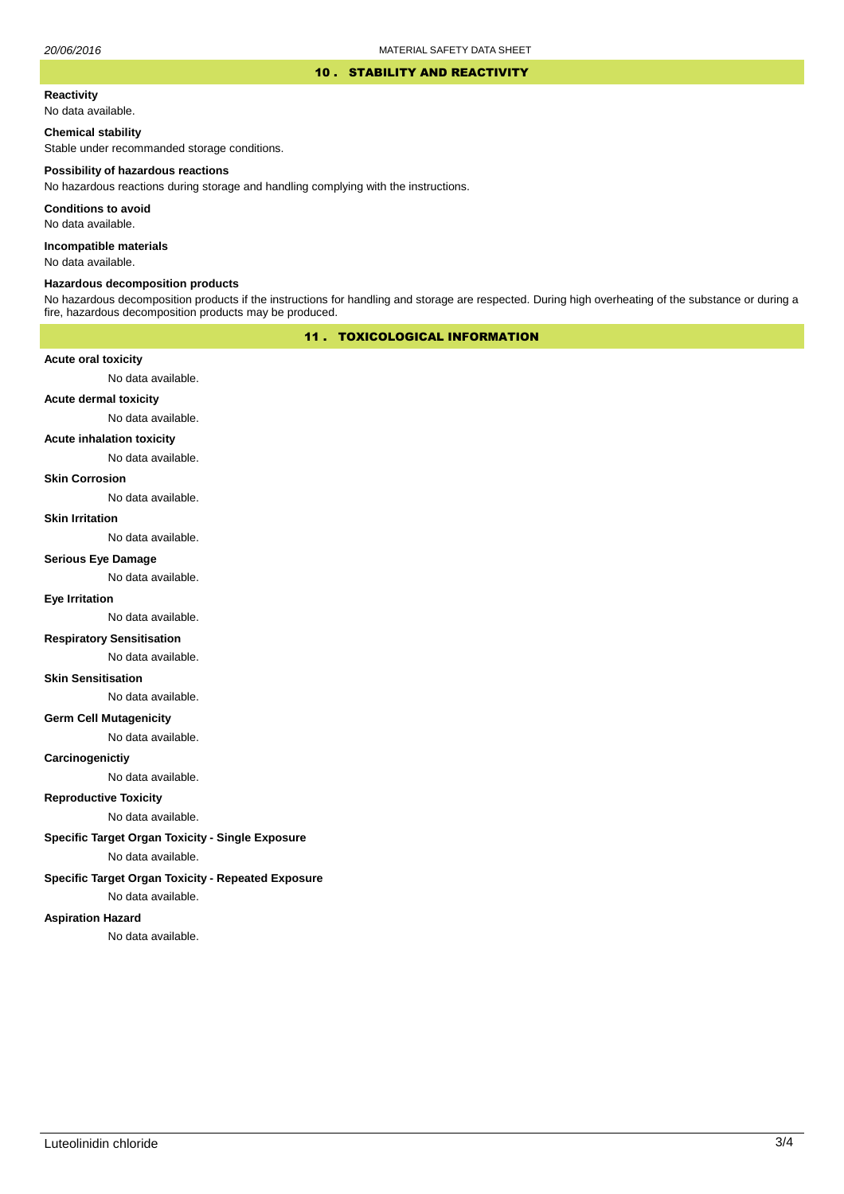## 10 . STABILITY AND REACTIVITY

**Reactivity**

No data available.

**Chemical stability**

Stable under recommanded storage conditions.

**Possibility of hazardous reactions**

No hazardous reactions during storage and handling complying with the instructions.

**Conditions to avoid**

No data available.

**Incompatible materials**

No data available.

**Hazardous decomposition products**

No hazardous decomposition products if the instructions for handling and storage are respected. During high overheating of the substance or during a fire, hazardous decomposition products may be produced.

## 11 . TOXICOLOGICAL INFORMATION

**Acute oral toxicity**

No data available.

**Acute dermal toxicity**

No data available.

**Acute inhalation toxicity**

No data available.

**Skin Corrosion**

No data available.

**Skin Irritation**

No data available.

**Serious Eye Damage**

No data available.

**Eye Irritation**

No data available.

**Respiratory Sensitisation**

No data available.

**Skin Sensitisation**

No data available.

**Germ Cell Mutagenicity**

No data available.

**Carcinogenictiy**

No data available.

**Reproductive Toxicity**

No data available.

**Specific Target Organ Toxicity - Single Exposure**

No data available.

**Specific Target Organ Toxicity - Repeated Exposure**

No data available.

**Aspiration Hazard**

No data available.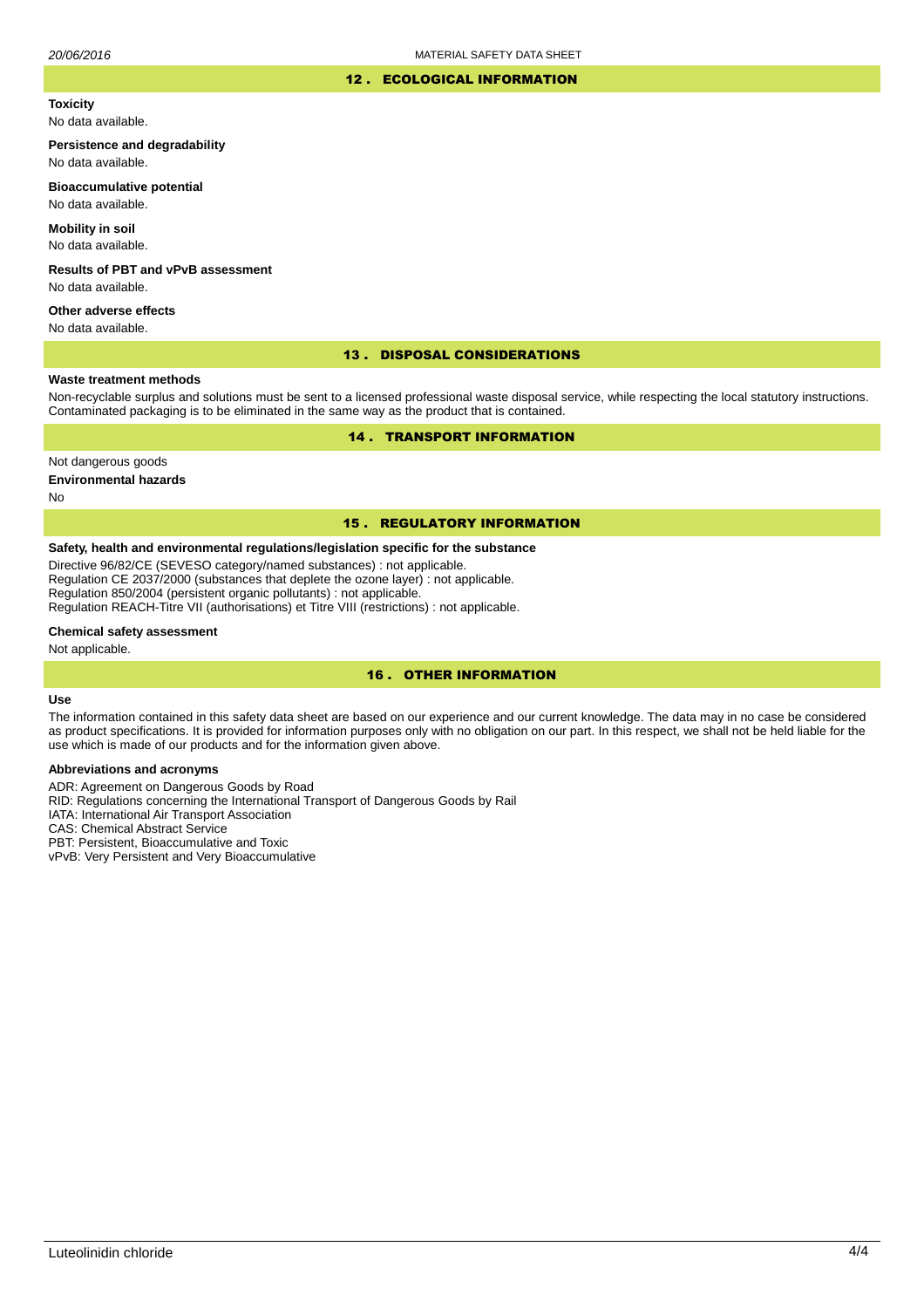## 12 . ECOLOGICAL INFORMATION

**Toxicity**

No data available.

**Persistence and degradability**

No data available.

**Bioaccumulative potential**

No data available.

**Mobility in soil**

No data available.

**Results of PBT and vPvB assessment**

No data available.

**Other adverse effects**

No data available.

## 13 . DISPOSAL CONSIDERATIONS

**Waste treatment methods**

Non-recyclable surplus and solutions must be sent to a licensed professional waste disposal service, while respecting the local statutory instructions. Contaminated packaging is to be eliminated in the same way as the product that is contained.

## 14 . TRANSPORT INFORMATION

Not dangerous goods

**Environmental hazards**

No

## 15 . REGULATORY INFORMATION

**Safety, health and environmental regulations/legislation specific for the substance**

Directive 96/82/CE (SEVESO category/named substances) : not applicable.
Regulation CE 2037/2000 (substances that deplete the ozone layer) : not applicable.
Regulation 850/2004 (persistent organic pollutants) : not applicable.
Regulation REACH-Titre VII (authorisations) et Titre VIII (restrictions) : not applicable.

**Chemical safety assessment**

Not applicable.

## 16 . OTHER INFORMATION

**Use**

The information contained in this safety data sheet are based on our experience and our current knowledge. The data may in no case be considered as product specifications. It is provided for information purposes only with no obligation on our part. In this respect, we shall not be held liable for the use which is made of our products and for the information given above.

**Abbreviations and acronyms**

ADR: Agreement on Dangerous Goods by Road
RID: Regulations concerning the International Transport of Dangerous Goods by Rail
IATA: International Air Transport Association
CAS: Chemical Abstract Service
PBT: Persistent, Bioaccumulative and Toxic
vPvB: Very Persistent and Very Bioaccumulative